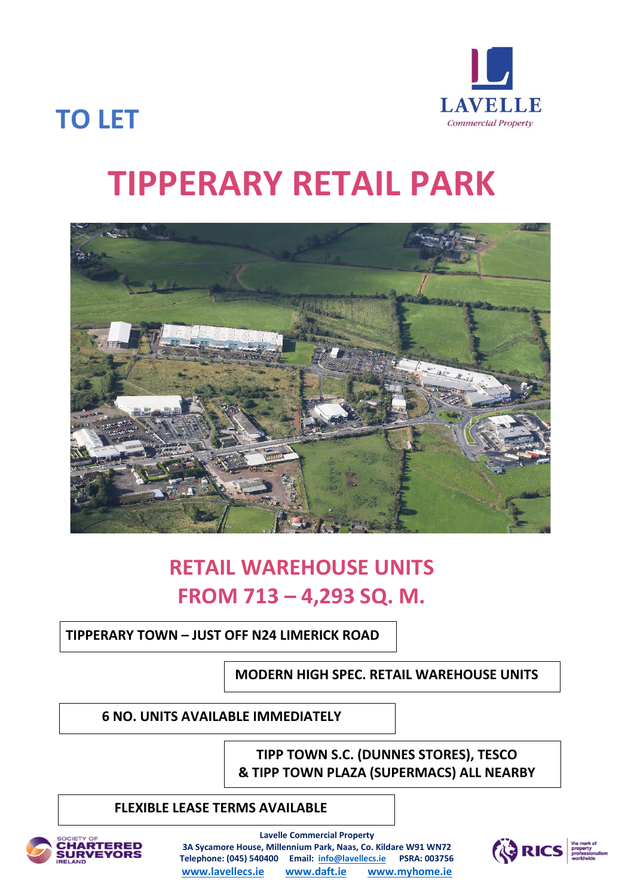## TO LET

LAVELLE
*Commercial Property*

# TIPPERARY RETAIL PARK

## RETAIL WAREHOUSE UNITS
## FROM 713 – 4,293 SQ. M.

**TIPPERARY TOWN – JUST OFF N24 LIMERICK ROAD**

**MODERN HIGH SPEC. RETAIL WAREHOUSE UNITS**

**6 NO. UNITS AVAILABLE IMMEDIATELY**

**TIPP TOWN S.C. (DUNNES STORES), TESCO & TIPP TOWN PLAZA (SUPERMACS) ALL NEARBY**

**FLEXIBLE LEASE TERMS AVAILABLE**

**Lavelle Commercial Property**
**3A Sycamore House, Millennium Park, Naas, Co. Kildare W91 WN72**
**Telephone: (045) 540400 Email: info@lavellecs.ie PSRA: 003756**
**www.lavellecs.ie www.daft.ie www.myhome.ie**

SOCIETY OF CHARTERED SURVEYORS IRELAND

RICS the mark of property professionalism worldwide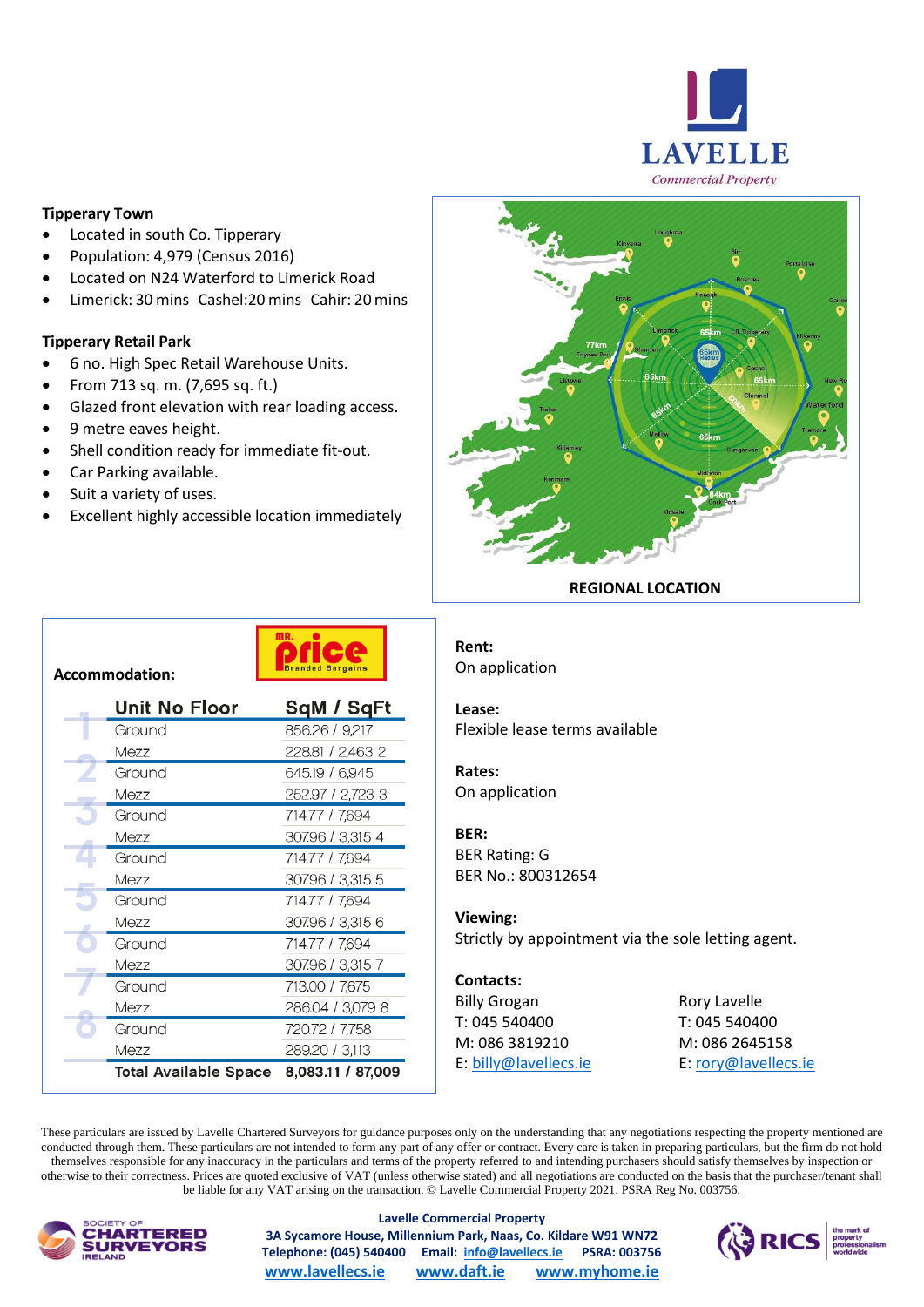## Tipperary Town

- Located in south Co. Tipperary
- Population: 4,979 (Census 2016)
- Located on N24 Waterford to Limerick Road
- Limerick: 30 mins Cashel:20 mins Cahir: 20 mins

## Tipperary Retail Park

- 6 no. High Spec Retail Warehouse Units.
- From 713 sq. m. (7,695 sq. ft.)
- Glazed front elevation with rear loading access.
- 9 metre eaves height.
- Shell condition ready for immediate fit-out.
- Car Parking available.
- Suit a variety of uses.
- Excellent highly accessible location immediately

REGIONAL LOCATION

**Accommodation:**

| Unit No | Floor | SqM / SqFt |
|---|---|---|
| 1 | Ground | 856.26 / 9,217 |
| | Mezz | 228.81 / 2,463 |
| 2 | Ground | 645.19 / 6,945 |
| | Mezz | 252.97 / 2,723 |
| 3 | Ground | 714.77 / 7,694 |
| | Mezz | 307.96 / 3,315 |
| 4 | Ground | 714.77 / 7,694 |
| | Mezz | 307.96 / 3,315 |
| 5 | Ground | 714.77 / 7,694 |
| | Mezz | 307.96 / 3,315 |
| 6 | Ground | 714.77 / 7,694 |
| | Mezz | 307.96 / 3,315 |
| 7 | Ground | 713.00 / 7,675 |
| | Mezz | 286.04 / 3,079 |
| 8 | Ground | 720.72 / 7,758 |
| | Mezz | 289.20 / 3,113 |
| **Total Available Space** | | **8,083.11 / 87,009** |

**Rent:**
On application

**Lease:**
Flexible lease terms available

**Rates:**
On application

**BER:**
BER Rating: G
BER No.: 800312654

**Viewing:**
Strictly by appointment via the sole letting agent.

**Contacts:**

Billy Grogan
T: 045 540400
M: 086 3819210
E: billy@lavellecs.ie

Rory Lavelle
T: 045 540400
M: 086 2645158
E: rory@lavellecs.ie

These particulars are issued by Lavelle Chartered Surveyors for guidance purposes only on the understanding that any negotiations respecting the property mentioned are conducted through them. These particulars are not intended to form any part of any offer or contract. Every care is taken in preparing particulars, but the firm do not hold themselves responsible for any inaccuracy in the particulars and terms of the property referred to and intending purchasers should satisfy themselves by inspection or otherwise to their correctness. Prices are quoted exclusive of VAT (unless otherwise stated) and all negotiations are conducted on the basis that the purchaser/tenant shall be liable for any VAT arising on the transaction. © Lavelle Commercial Property 2021. PSRA Reg No. 003756.

**Lavelle Commercial Property**
**3A Sycamore House, Millennium Park, Naas, Co. Kildare W91 WN72**
**Telephone: (045) 540400 Email: info@lavellecs.ie PSRA: 003756**
**www.lavellecs.ie www.daft.ie www.myhome.ie**